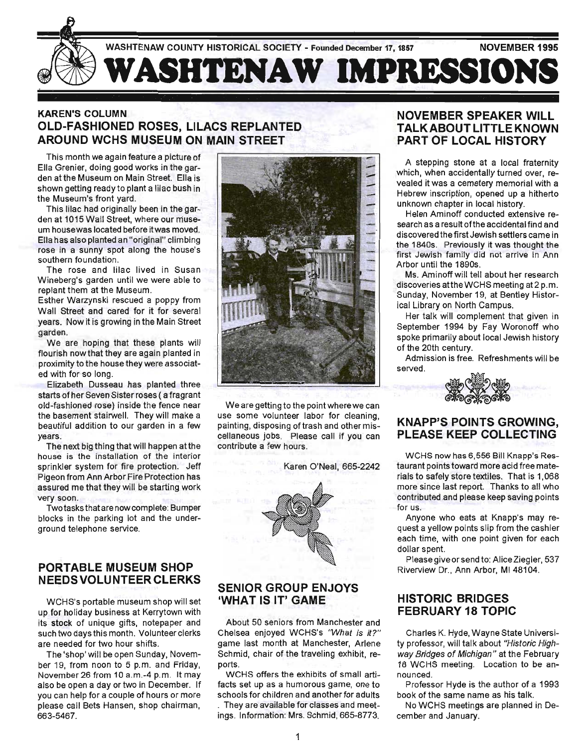WASHTENAW COUNTY HISTORICAL SOCIETY - Founded December 17, 1857

NOVEMBER 1995

# WASHTENAW IMPRESSIONS

## KAREN'S COLUMN
## OLD-FASHIONED ROSES, LILACS REPLANTED AROUND WCHS MUSEUM ON MAIN STREET

This month we again feature a picture of Ella Grenier, doing good works in the garden at the Museum on Main Street. Ella is shown getting ready to plant a lilac bush in the Museum's front yard.

This lilac had originally been in the garden at 1015 Wall Street, where our museum house was located before it was moved. Ella has also planted an "original" climbing rose in a sunny spot along the house's southern foundation.

The rose and lilac lived in Susan Wineberg's garden until we were able to replant them at the Museum.

Esther Warzynski rescued a poppy from Wall Street and cared for it for several years. Now it is growing in the Main Street garden.

We are hoping that these plants will flourish now that they are again planted in proximity to the house they were associated with for so long.

Elizabeth Dusseau has planted three starts of her Seven Sister roses ( a fragrant old-fashioned rose) inside the fence near the basement stairwell. They will make a beautiful addition to our garden in a few years.

The next big thing that will happen at the house is the installation of the interior sprinkler system for fire protection. Jeff Pigeon from Ann Arbor Fire Protection has assured me that they will be starting work very soon.

Two tasks that are now complete: Bumper blocks in the parking lot and the underground telephone service.

We are getting to the point where we can use some volunteer labor for cleaning, painting, disposing of trash and other miscellaneous jobs. Please call if you can contribute a few hours.

Karen O'Neal, 665-2242

## PORTABLE MUSEUM SHOP NEEDS VOLUNTEER CLERKS

WCHS's portable museum shop will set up for holiday business at Kerrytown with its stock of unique gifts, notepaper and such two days this month. Volunteer clerks are needed for two hour shifts.

The 'shop' will be open Sunday, November 19, from noon to 5 p.m. and Friday, November 26 from 10 a.m.-4 p.m. It may also be open a day or two in December. If you can help for a couple of hours or more please call Bets Hansen, shop chairman, 663-5467.

## SENIOR GROUP ENJOYS 'WHAT IS IT' GAME

About 50 seniors from Manchester and Chelsea enjoyed WCHS's *"What is it?"* game last month at Manchester, Arlene Schmid, chair of the traveling exhibit, reports.

WCHS offers the exhibits of small artifacts set up as a humorous game, one to schools for children and another for adults . They are available for classes and meetings. Information: Mrs. Schmid, 665-8773.

## NOVEMBER SPEAKER WILL TALK ABOUT LITTLE KNOWN PART OF LOCAL HISTORY

A stepping stone at a local fraternity which, when accidentally turned over, revealed it was a cemetery memorial with a Hebrew inscription, opened up a hitherto unknown chapter in local history.

Helen Aminoff conducted extensive research as a result of the accidental find and discovered the first Jewish settlers came in the 1840s. Previously it was thought the first Jewish family did not arrive in Ann Arbor until the 1890s.

Ms. Aminoff will tell about her research discoveries at the WCHS meeting at 2 p.m. Sunday, November 19, at Bentley Historical Library on North Campus.

Her talk will complement that given in September 1994 by Fay Woronoff who spoke primarily about local Jewish history of the 20th century.

Admission is free. Refreshments will be served.

## KNAPP'S POINTS GROWING, PLEASE KEEP COLLECTING

WCHS now has 6,556 Bill Knapp's Restaurant points toward more acid free materials to safely store textiles. That is 1,068 more since last report. Thanks to all who contributed and please keep saving points for us.

Anyone who eats at Knapp's may request a yellow points slip from the cashier each time, with one point given for each dollar spent.

Please give or send to: Alice Ziegler, 537 Riverview Dr., Ann Arbor, MI 48104.

## HISTORIC BRIDGES FEBRUARY 18 TOPIC

Charles K. Hyde, Wayne State University professor, will talk about *"Historic Highway Bridges of Michigan"* at the February 18 WCHS meeting. Location to be announced.

Professor Hyde is the author of a 1993 book of the same name as his talk.

No WCHS meetings are planned in December and January.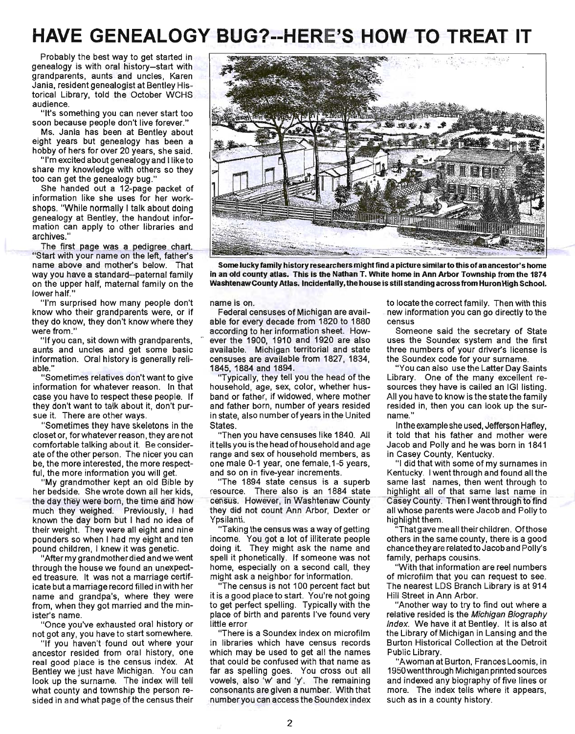# HAVE GENEALOGY BUG?--HERE'S HOW TO TREAT IT

Probably the best way to get started in genealogy is with oral history--start with grandparents, aunts and uncles, Karen Jania, resident genealogist at Bentley Historical Library, told the October WCHS audience.

"It's something you can never start too soon because people don't live forever."

Ms. Jania has been at Bentley about eight years but genealogy has been a hobby of hers for over 20 years, she said.

"I'm excited about genealogy and I like to share my knowledge with others so they too can get the genealogy bug."

She handed out a 12-page packet of information like she uses for her workshops. "While normally I talk about doing genealogy at Bentley, the handout information can apply to other libraries and archives."

The first page was a pedigree chart. "Start with your name on the left, father's name above and mother's below. That way you have a standard--paternal family on the upper half, maternal family on the lower half."

"I'm surprised how many people don't know who their grandparents were, or if they do know, they don't know where they were from."

"If you can, sit down with grandparents, aunts and uncles and get some basic information. Oral history is generally reliable."

"Sometimes relatives don't want to give information for whatever reason. In that case you have to respect these people. If they don't want to talk about it, don't pursue it. There are other ways.

"Sometimes they have skeletons in the closet or, for whatever reason, they are not comfortable talking about it. Be considerate of the other person. The nicer you can be, the more interested, the more respectful, the more information you will get.

"My grandmother kept an old Bible by her bedside. She wrote down all her kids, the day they were born, the time and how much they weighed. Previously, I had known the day born but I had no idea of their weight. They were all eight and nine pounders so when I had my eight and ten pound children, I knew it was genetic.

"After my grandmother died and we went through the house we found an unexpected treasure. It was not a marriage certificate but a marriage record filled in with her name and grandpa's, where they were from, when they got married and the minister's name.

"Once you've exhausted oral history or not got any, you have to start somewhere.

"If you haven't found out where your ancestor resided from oral history, one real good place is the census index. At Bentley we just have Michigan. You can look up the surname. The index will tell what county and township the person resided in and what page of the census their name is on.

**Some lucky family history researchers might find a picture similar to this of an ancestor's home in an old county atlas. This is the Nathan T. White home in Ann Arbor Township from the 1874 Washtenaw County Atlas. Incidentally, the house is still standing across from Huron High School.**

Federal censuses of Michigan are available for every decade from 1820 to 1880 according to her information sheet. However the 1900, 1910 and 1920 are also available. Michigan territorial and state censuses are available from 1827, 1834, 1845, 1884 and 1894.

"Typically, they tell you the head of the household, age, sex, color, whether husband or father, if widowed, where mother and father born, number of years resided in state, also number of years in the United States.

"Then you have censuses like 1840. All it tells you is the head of household and age range and sex of household members, as one male 0-1 year, one female, 1-5 years, and so on in five-year increments.

"The 1894 state census is a superb resource. There also is an 1884 state census. However, in Washtenaw County they did not count Ann Arbor, Dexter or Ypsilanti.

"Taking the census was a way of getting income. You got a lot of illiterate people doing it. They might ask the name and spell it phonetically. If someone was not home, especially on a second call, they might ask a neighbor for information.

"The census is not 100 percent fact but it is a good place to start. You're not going to get perfect spelling. Typically with the place of birth and parents I've found very little error

"There is a Soundex index on microfilm in libraries which have census records which may be used to get all the names that could be confused with that name as far as spelling goes. You cross out all vowels, also 'w' and 'y'. The remaining consonants are given a number. With that number you can access the Soundex index to locate the correct family. Then with this new information you can go directly to the census

Someone said the secretary of State uses the Soundex system and the first three numbers of your driver's license is the Soundex code for your surname.

"You can also use the Latter Day Saints Library. One of the many excellent resources they have is called an IGI listing. All you have to know is the state the family resided in, then you can look up the surname."

In the example she used, Jefferson Hafley, it told that his father and mother were Jacob and Polly and he was born in 1841 in Casey County, Kentucky.

"I did that with some of my surnames in Kentucky. I went through and found all the same last names, then went through to highlight all of that same last name in Casey County. Then I went through to find all whose parents were Jacob and Polly to highlight them.

"That gave me all their children. Of those others in the same county, there is a good chance they are related to Jacob and Polly's family, perhaps cousins.

"With that information are reel numbers of microfilm that you can request to see. The nearest LDS Branch Library is at 914 Hill Street in Ann Arbor.

"Another way to try to find out where a relative resided is the *Michigan Biography Index*. We have it at Bentley. It is also at the Library of Michigan in Lansing and the Burton Historical Collection at the Detroit Public Library.

"A woman at Burton, Frances Loomis, in 1950 went through Michigan printed sources and indexed any biography of five lines or more. The index tells where it appears, such as in a county history.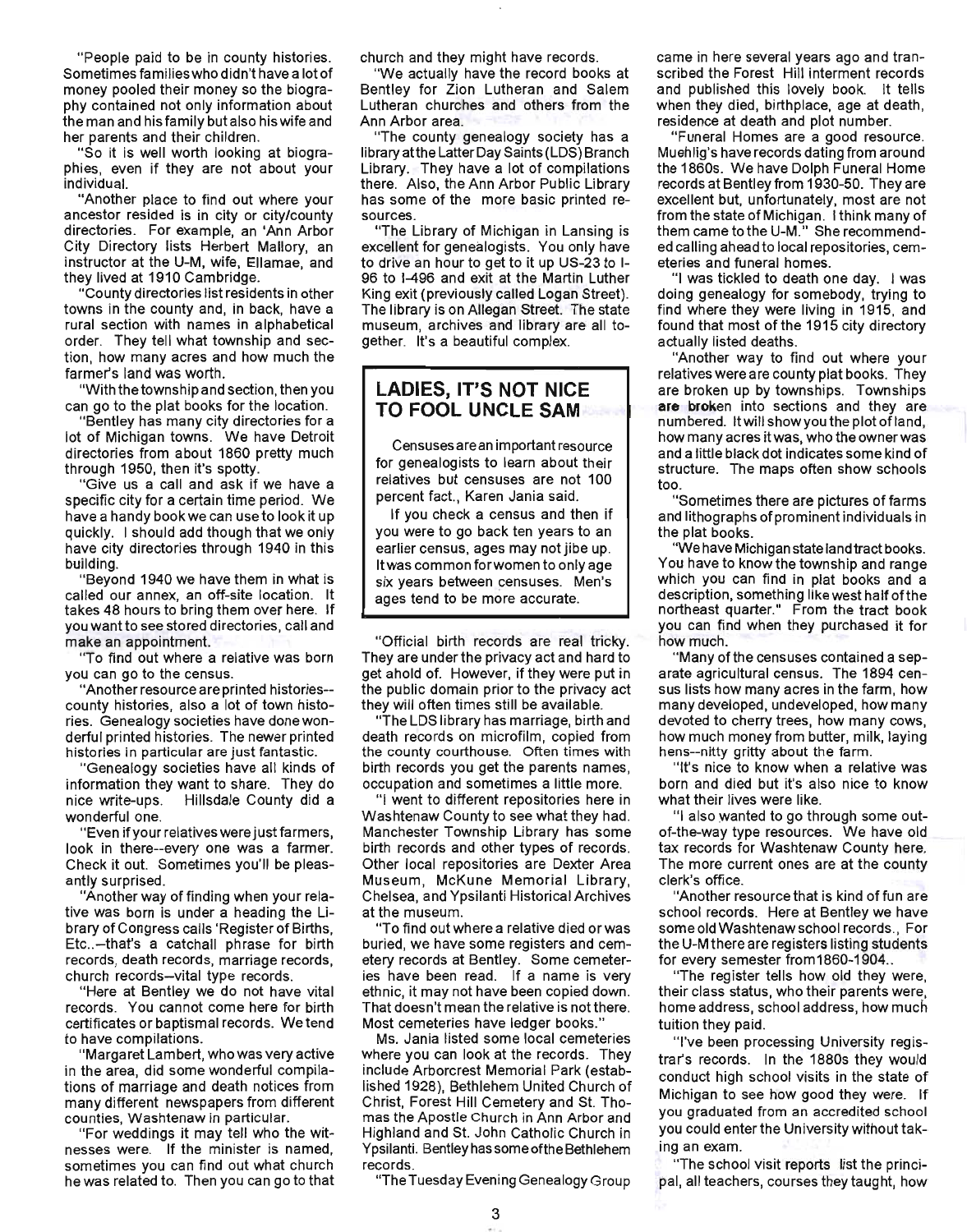"People paid to be in county histories. Sometimes families who didn't have a lot of money pooled their money so the biography contained not only information about the man and his family but also his wife and her parents and their children.

"So it is well worth looking at biographies, even if they are not about your individual.

"Another place to find out where your ancestor resided is in city or city/county directories. For example, an 'Ann Arbor City Directory lists Herbert Mallory, an instructor at the U-M, wife, Ellamae, and they lived at 1910 Cambridge.

"County directories list residents in other towns in the county and, in back, have a rural section with names in alphabetical order. They tell what township and section, how many acres and how much the farmer's land was worth.

"With the township and section, then you can go to the plat books for the location.

"Bentley has many city directories for a lot of Michigan towns. We have Detroit directories from about 1860 pretty much through 1950, then it's spotty.

"Give us a call and ask if we have a specific city for a certain time period. We have a handy book we can use to look it up quickly. I should add though that we only have city directories through 1940 in this building.

"Beyond 1940 we have them in what is called our annex, an off-site location. It takes 48 hours to bring them over here. If you want to see stored directories, call and make an appointment.

"To find out where a relative was born you can go to the census.

"Another resource are printed histories--county histories, also a lot of town histories. Genealogy societies have done wonderful printed histories. The newer printed histories in particular are just fantastic.

"Genealogy societies have all kinds of information they want to share. They do nice write-ups. Hillsdale County did a wonderful one.

"Even if your relatives were just farmers, look in there--every one was a farmer. Check it out. Sometimes you'll be pleasantly surprised.

"Another way of finding when your relative was born is under a heading the Library of Congress calls 'Register of Births, Etc..--that's a catchall phrase for birth records, death records, marriage records, church records--vital type records.

"Here at Bentley we do not have vital records. You cannot come here for birth certificates or baptismal records. We tend to have compilations.

"Margaret Lambert, who was very active in the area, did some wonderful compilations of marriage and death notices from many different newspapers from different counties, Washtenaw in particular.

"For weddings it may tell who the witnesses were. If the minister is named, sometimes you can find out what church he was related to. Then you can go to that church and they might have records.

"We actually have the record books at Bentley for Zion Lutheran and Salem Lutheran churches and others from the Ann Arbor area.

"The county genealogy society has a library at the Latter Day Saints (LDS) Branch Library. They have a lot of compilations there. Also, the Ann Arbor Public Library has some of the more basic printed resources.

"The Library of Michigan in Lansing is excellent for genealogists. You only have to drive an hour to get to it up US-23 to I-96 to I-496 and exit at the Martin Luther King exit (previously called Logan Street). The library is on Allegan Street. The state museum, archives and library are all together. It's a beautiful complex.

## LADIES, IT'S NOT NICE TO FOOL UNCLE SAM

Censuses are an important resource for genealogists to learn about their relatives but censuses are not 100 percent fact., Karen Jania said.

If you check a census and then if you were to go back ten years to an earlier census, ages may not jibe up. It was common for women to only age six years between censuses. Men's ages tend to be more accurate.

"Official birth records are real tricky. They are under the privacy act and hard to get ahold of. However, if they were put in the public domain prior to the privacy act they will often times still be available.

"The LDS library has marriage, birth and death records on microfilm, copied from the county courthouse. Often times with birth records you get the parents names, occupation and sometimes a little more.

"I went to different repositories here in Washtenaw County to see what they had. Manchester Township Library has some birth records and other types of records. Other local repositories are Dexter Area Museum, McKune Memorial Library, Chelsea, and Ypsilanti Historical Archives at the museum.

"To find out where a relative died or was buried, we have some registers and cemetery records at Bentley. Some cemeteries have been read. If a name is very ethnic, it may not have been copied down. That doesn't mean the relative is not there. Most cemeteries have ledger books."

Ms. Jania listed some local cemeteries where you can look at the records. They include Arborcrest Memorial Park (established 1928), Bethlehem United Church of Christ, Forest Hill Cemetery and St. Thomas the Apostle Church in Ann Arbor and Highland and St. John Catholic Church in Ypsilanti. Bentley has some of the Bethlehem records.

"The Tuesday Evening Genealogy Group came in here several years ago and transcribed the Forest Hill interment records and published this lovely book. It tells when they died, birthplace, age at death, residence at death and plot number.

"Funeral Homes are a good resource. Muehlig's have records dating from around the 1860s. We have Dolph Funeral Home records at Bentley from 1930-50. They are excellent but, unfortunately, most are not from the state of Michigan. I think many of them came to the U-M." She recommended calling ahead to local repositories, cemeteries and funeral homes.

"I was tickled to death one day. I was doing genealogy for somebody, trying to find where they were living in 1915, and found that most of the 1915 city directory actually listed deaths.

"Another way to find out where your relatives were are county plat books. They are broken up by townships. Townships are broken into sections and they are numbered. It will show you the plot of land, how many acres it was, who the owner was and a little black dot indicates some kind of structure. The maps often show schools too.

"Sometimes there are pictures of farms and lithographs of prominent individuals in the plat books.

"We have Michigan state land tract books. You have to know the township and range which you can find in plat books and a description, something like west half of the northeast quarter." From the tract book you can find when they purchased it for how much.

"Many of the censuses contained a separate agricultural census. The 1894 census lists how many acres in the farm, how many developed, undeveloped, how many devoted to cherry trees, how many cows, how much money from butter, milk, laying hens--nitty gritty about the farm.

"It's nice to know when a relative was born and died but it's also nice to know what their lives were like.

"I also wanted to go through some out-of-the-way type resources. We have old tax records for Washtenaw County here. The more current ones are at the county clerk's office.

"Another resource that is kind of fun are school records. Here at Bentley we have some old Washtenaw school records., For the U-M there are registers listing students for every semester from1860-1904..

"The register tells how old they were, their class status, who their parents were, home address, school address, how much tuition they paid.

"I've been processing University registrar's records. In the 1880s they would conduct high school visits in the state of Michigan to see how good they were. If you graduated from an accredited school you could enter the University without taking an exam.

"The school visit reports list the principal, all teachers, courses they taught, how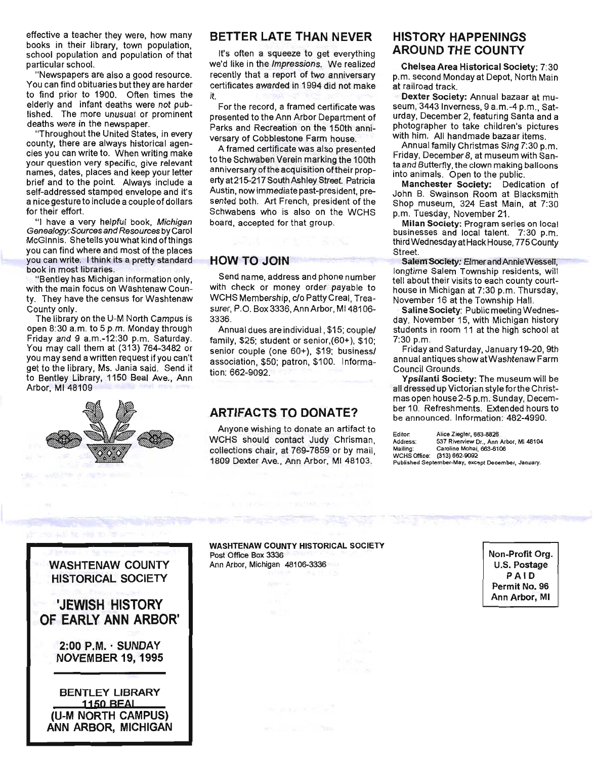effective a teacher they were, how many books in their library, town population, school population and population of that particular school.

"Newspapers are also a good resource. You can find obituaries but they are harder to find prior to 1900. Often times the elderly and infant deaths were not published. The more unusual or prominent deaths were in the newspaper.

"Throughout the United States, in every county, there are always historical agencies you can write to. When writing make your question very specific, give relevant names, dates, places and keep your letter brief and to the point. Always include a self-addressed stamped envelope and it's a nice gesture to include a couple of dollars for their effort.

"I have a very helpful book, *Michigan Genealogy:Sources and Resources* by Carol McGinnis. She tells you what kind of things you can find where and most of the places you can write. I think its a pretty standard book in most libraries.

"Bentley has Michigan information only, with the main focus on Washtenaw County. They have the census for Washtenaw County only.

The library on the U-M North Campus is open 8:30 a.m. to 5 p.m. Monday through Friday and 9 a.m.-12:30 p.m. Saturday. You may call them at (313) 764-3482 or you may send a written request if you can't get to the library, Ms. Jania said. Send it to Bentley Library, 1150 Beal Ave., Ann Arbor, MI 48109

## BETTER LATE THAN NEVER

It's often a squeeze to get everything we'd like in the *Impressions*. We realized recently that a report of two anniversary certificates awarded in 1994 did not make it.

For the record, a framed certificate was presented to the Ann Arbor Department of Parks and Recreation on the 150th anniversary of Cobblestone Farm house.

A framed certificate was also presented to the Schwaben Verein marking the 100th anniversary of the acquisition of their property at 215-217 South Ashley Street. Patricia Austin, now immediate past-president, presented both. Art French, president of the Schwabens who is also on the WCHS board, accepted for that group.

## HOW TO JOIN

Send name, address and phone number with check or money order payable to WCHS Membership, c/o Patty Creal, Treasurer, P.O. Box 3336, Ann Arbor, MI 48106-3336.

Annual dues are individual, $15; couple/family, $25; student or senior,(60+), $10; senior couple (one 60+), $19; business/association, $50; patron, $100. Information: 662-9092.

## ARTIFACTS TO DONATE?

Anyone wishing to donate an artifact to WCHS should contact Judy Chrisman, collections chair, at 769-7859 or by mail, 1809 Dexter Ave., Ann Arbor, MI 48103.

## HISTORY HAPPENINGS AROUND THE COUNTY

**Chelsea Area Historical Society:** 7:30 p.m. second Monday at Depot, North Main at railroad track.

**Dexter Society:** Annual bazaar at museum, 3443 Inverness, 9 a.m.-4 p.m., Saturday, December 2, featuring Santa and a photographer to take children's pictures with him. All handmade bazaar items.

Annual family Christmas Sing 7:30 p.m. Friday, December 8, at museum with Santa and Butterfly, the clown making balloons into animals. Open to the public.

**Manchester Society:** Dedication of John B. Swainson Room at Blacksmith Shop museum, 324 East Main, at 7:30 p.m. Tuesday, November 21.

**Milan Society:** Program series on local businesses and local talent. 7:30 p.m. third Wednesday at Hack House, 775 County Street.

**Salem Society:** Elmer and Annie Wessell, longtime Salem Township residents, will tell about their visits to each county courthouse in Michigan at 7:30 p.m. Thursday, November 16 at the Township Hall.

**Saline Society:** Public meeting Wednesday, November 15, with Michigan history students in room 11 at the high school at 7:30 p.m.

Friday and Saturday, January 19-20, 9th annual antiques show at Washtenaw Farm Council Grounds.

**Ypsilanti Society:** The museum will be all dressed up Victorian style for the Christmas open house 2-5 p.m. Sunday, December 10. Refreshments. Extended hours to be announced. Information: 482-4990.

Editor: Alice Ziegler, 663-8826
Address: 537 Riverview Dr., Ann Arbor, MI 48104
Mailing: Caroline Mohai, 663-6106
WCHS Office: (313) 662-9092
Published September-May, except December, January.

**WASHTENAW COUNTY HISTORICAL SOCIETY**

**'JEWISH HISTORY OF EARLY ANN ARBOR'**

**2:00 P.M. · SUNDAY NOVEMBER 19, 1995**

**BENTLEY LIBRARY**
**1150 BEAL**
**(U-M NORTH CAMPUS)**
**ANN ARBOR, MICHIGAN**

**WASHTENAW COUNTY HISTORICAL SOCIETY**
Post Office Box 3336
Ann Arbor, Michigan 48106-3336

Non-Profit Org.
U.S. Postage
PAID
Permit No. 96
Ann Arbor, MI